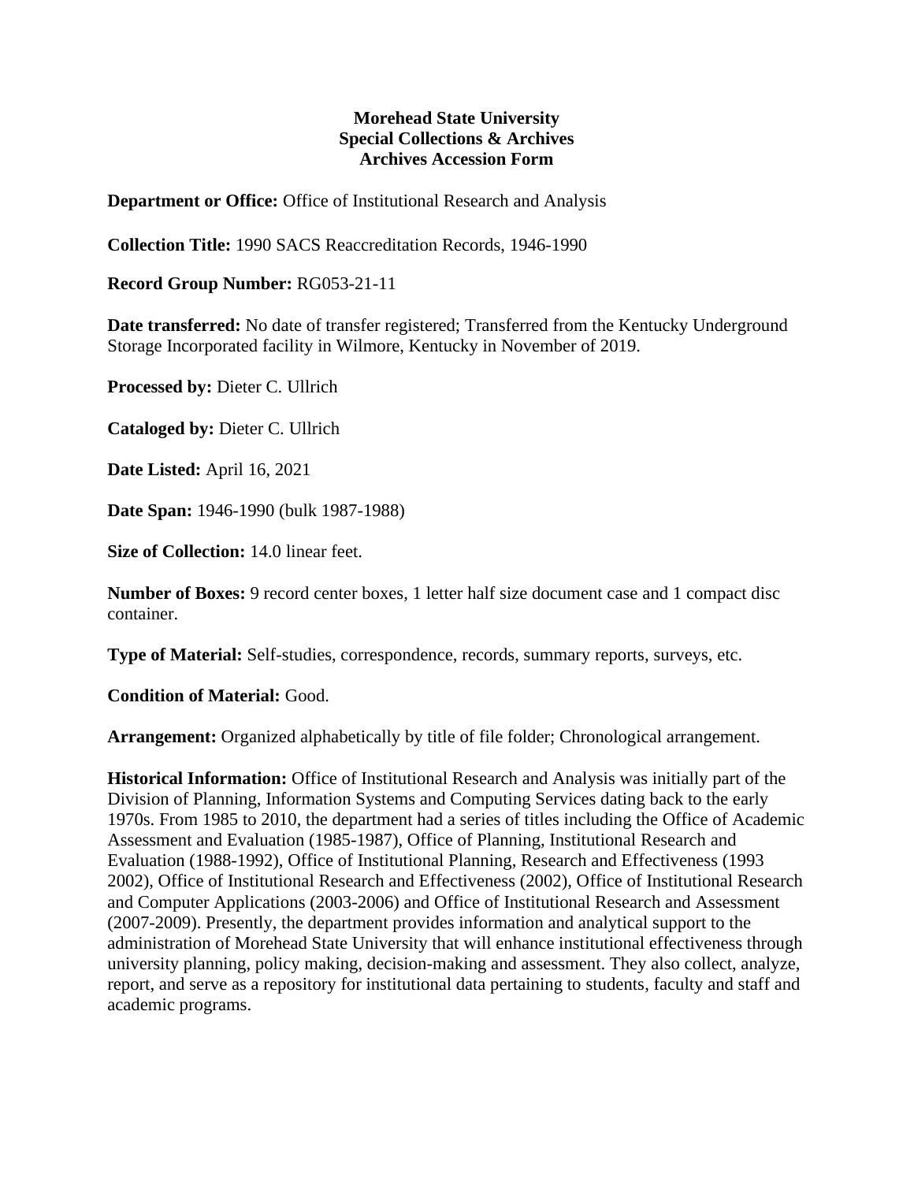**Morehead State University**
**Special Collections & Archives**
**Archives Accession Form**

**Department or Office:** Office of Institutional Research and Analysis

**Collection Title:** 1990 SACS Reaccreditation Records, 1946-1990

**Record Group Number:** RG053-21-11

**Date transferred:** No date of transfer registered; Transferred from the Kentucky Underground Storage Incorporated facility in Wilmore, Kentucky in November of 2019.

**Processed by:** Dieter C. Ullrich

**Cataloged by:** Dieter C. Ullrich

**Date Listed:** April 16, 2021

**Date Span:** 1946-1990 (bulk 1987-1988)

**Size of Collection:** 14.0 linear feet.

**Number of Boxes:** 9 record center boxes, 1 letter half size document case and 1 compact disc container.

**Type of Material:** Self-studies, correspondence, records, summary reports, surveys, etc.

**Condition of Material:** Good.

**Arrangement:** Organized alphabetically by title of file folder; Chronological arrangement.

**Historical Information:** Office of Institutional Research and Analysis was initially part of the Division of Planning, Information Systems and Computing Services dating back to the early 1970s. From 1985 to 2010, the department had a series of titles including the Office of Academic Assessment and Evaluation (1985-1987), Office of Planning, Institutional Research and Evaluation (1988-1992), Office of Institutional Planning, Research and Effectiveness (1993 2002), Office of Institutional Research and Effectiveness (2002), Office of Institutional Research and Computer Applications (2003-2006) and Office of Institutional Research and Assessment (2007-2009). Presently, the department provides information and analytical support to the administration of Morehead State University that will enhance institutional effectiveness through university planning, policy making, decision-making and assessment. They also collect, analyze, report, and serve as a repository for institutional data pertaining to students, faculty and staff and academic programs.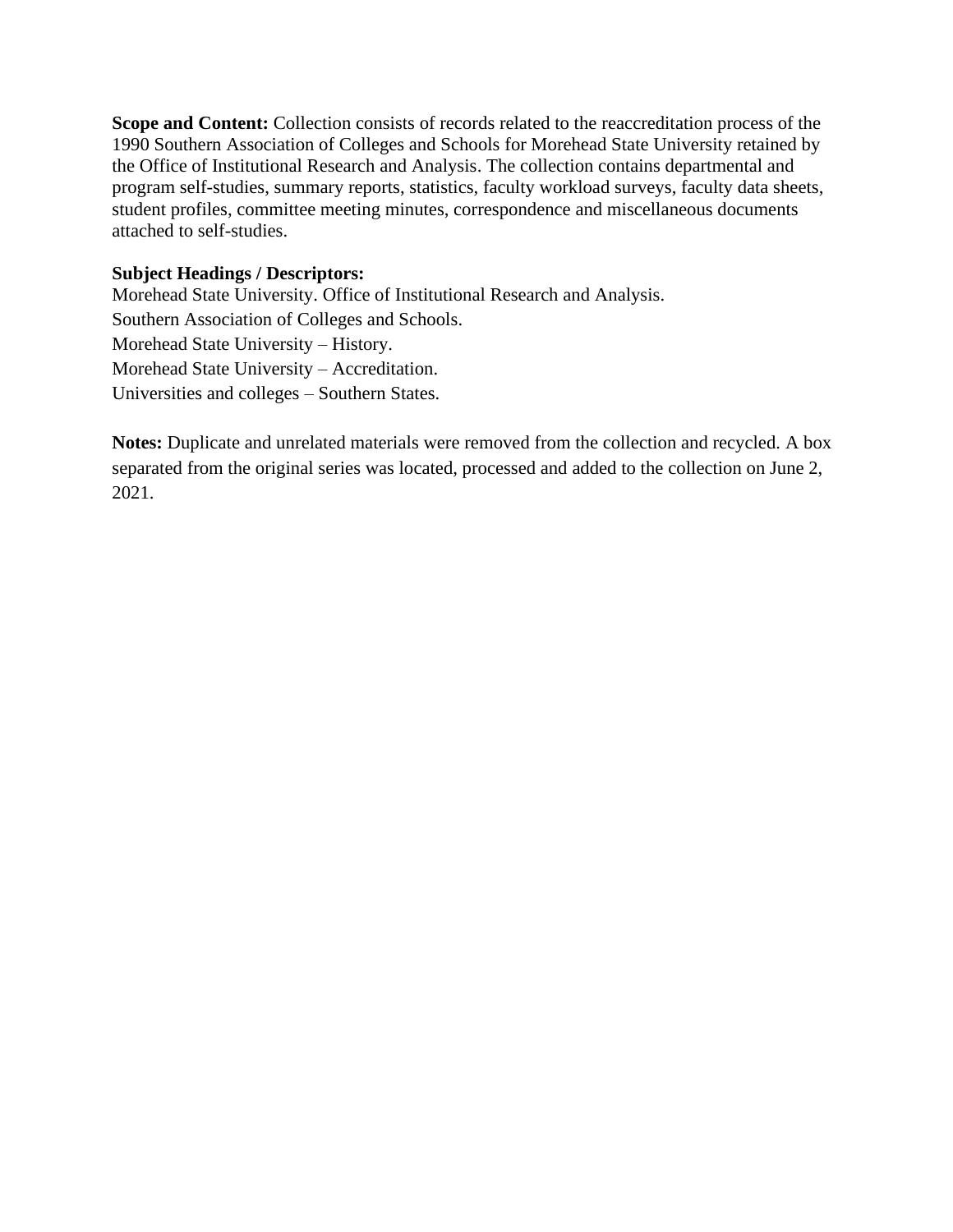**Scope and Content:** Collection consists of records related to the reaccreditation process of the 1990 Southern Association of Colleges and Schools for Morehead State University retained by the Office of Institutional Research and Analysis. The collection contains departmental and program self-studies, summary reports, statistics, faculty workload surveys, faculty data sheets, student profiles, committee meeting minutes, correspondence and miscellaneous documents attached to self-studies.

**Subject Headings / Descriptors:**

Morehead State University. Office of Institutional Research and Analysis.  
Southern Association of Colleges and Schools.  
Morehead State University – History.  
Morehead State University – Accreditation.  
Universities and colleges – Southern States.

**Notes:** Duplicate and unrelated materials were removed from the collection and recycled. A box separated from the original series was located, processed and added to the collection on June 2, 2021.